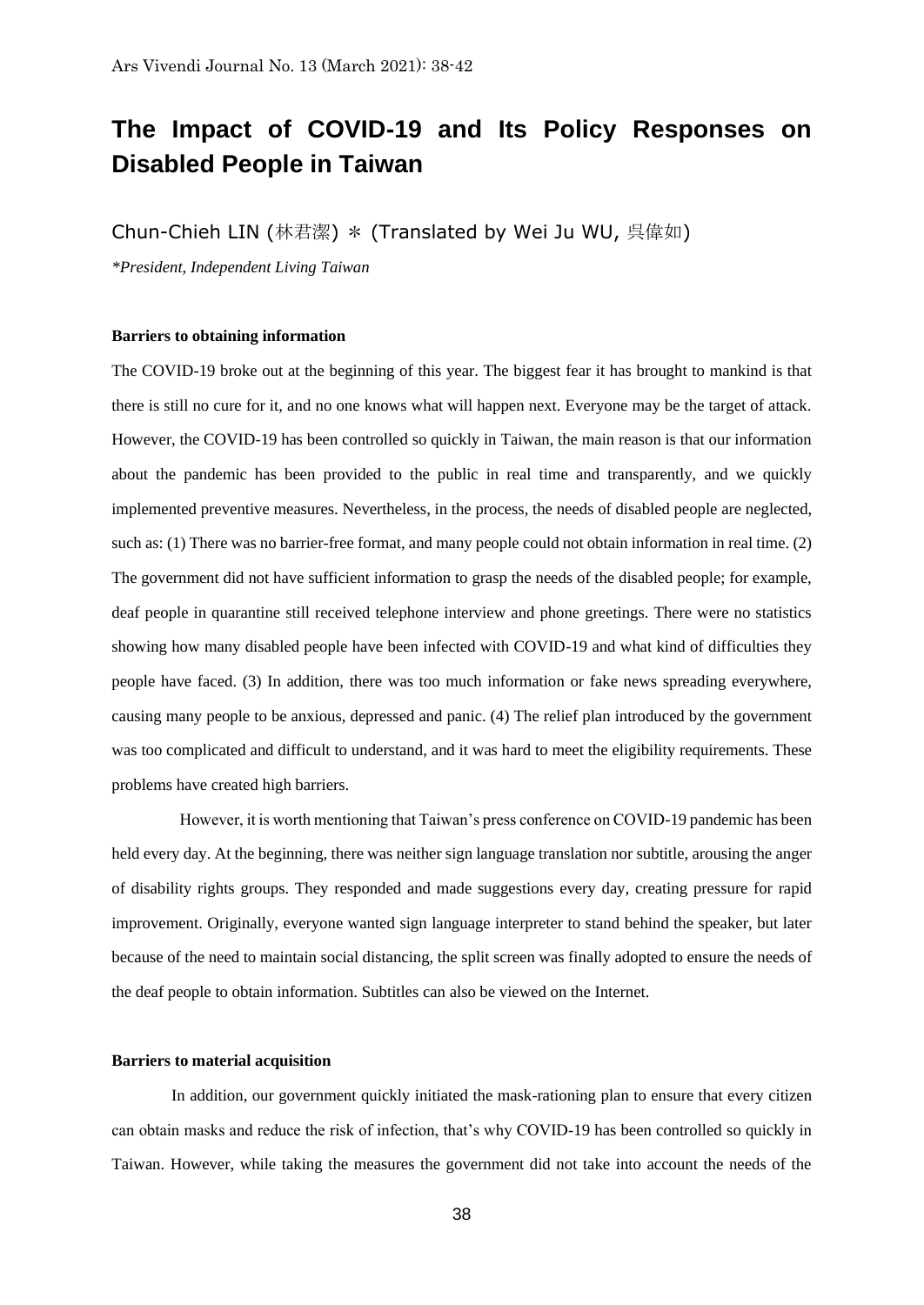# The Impact of COVID-19 and Its Policy Responses on Disabled People in Taiwan

Chun-Chieh LIN (林君潔) ＊ (Translated by Wei Ju WU, 吳偉如)

*\*President, Independent Living Taiwan*

### Barriers to obtaining information

The COVID-19 broke out at the beginning of this year. The biggest fear it has brought to mankind is that there is still no cure for it, and no one knows what will happen next. Everyone may be the target of attack. However, the COVID-19 has been controlled so quickly in Taiwan, the main reason is that our information about the pandemic has been provided to the public in real time and transparently, and we quickly implemented preventive measures. Nevertheless, in the process, the needs of disabled people are neglected, such as: (1) There was no barrier-free format, and many people could not obtain information in real time. (2) The government did not have sufficient information to grasp the needs of the disabled people; for example, deaf people in quarantine still received telephone interview and phone greetings. There were no statistics showing how many disabled people have been infected with COVID-19 and what kind of difficulties they people have faced. (3) In addition, there was too much information or fake news spreading everywhere, causing many people to be anxious, depressed and panic. (4) The relief plan introduced by the government was too complicated and difficult to understand, and it was hard to meet the eligibility requirements. These problems have created high barriers.

However, it is worth mentioning that Taiwan's press conference on COVID-19 pandemic has been held every day. At the beginning, there was neither sign language translation nor subtitle, arousing the anger of disability rights groups. They responded and made suggestions every day, creating pressure for rapid improvement. Originally, everyone wanted sign language interpreter to stand behind the speaker, but later because of the need to maintain social distancing, the split screen was finally adopted to ensure the needs of the deaf people to obtain information. Subtitles can also be viewed on the Internet.

### Barriers to material acquisition

In addition, our government quickly initiated the mask-rationing plan to ensure that every citizen can obtain masks and reduce the risk of infection, that's why COVID-19 has been controlled so quickly in Taiwan. However, while taking the measures the government did not take into account the needs of the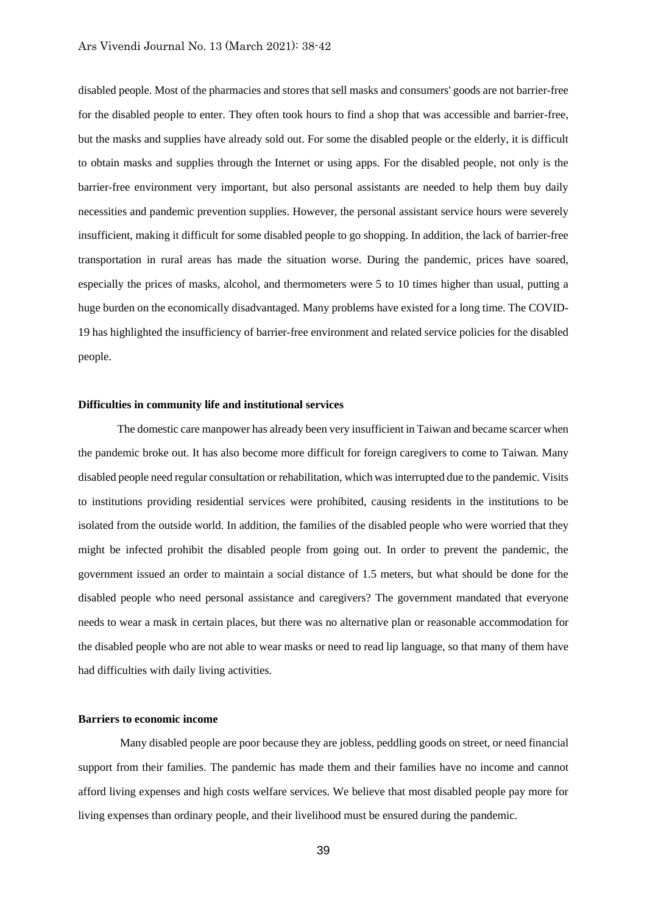disabled people. Most of the pharmacies and stores that sell masks and consumers' goods are not barrier-free for the disabled people to enter. They often took hours to find a shop that was accessible and barrier-free, but the masks and supplies have already sold out. For some the disabled people or the elderly, it is difficult to obtain masks and supplies through the Internet or using apps. For the disabled people, not only is the barrier-free environment very important, but also personal assistants are needed to help them buy daily necessities and pandemic prevention supplies. However, the personal assistant service hours were severely insufficient, making it difficult for some disabled people to go shopping. In addition, the lack of barrier-free transportation in rural areas has made the situation worse. During the pandemic, prices have soared, especially the prices of masks, alcohol, and thermometers were 5 to 10 times higher than usual, putting a huge burden on the economically disadvantaged. Many problems have existed for a long time. The COVID-19 has highlighted the insufficiency of barrier-free environment and related service policies for the disabled people.

**Difficulties in community life and institutional services**

The domestic care manpower has already been very insufficient in Taiwan and became scarcer when the pandemic broke out. It has also become more difficult for foreign caregivers to come to Taiwan. Many disabled people need regular consultation or rehabilitation, which was interrupted due to the pandemic. Visits to institutions providing residential services were prohibited, causing residents in the institutions to be isolated from the outside world. In addition, the families of the disabled people who were worried that they might be infected prohibit the disabled people from going out. In order to prevent the pandemic, the government issued an order to maintain a social distance of 1.5 meters, but what should be done for the disabled people who need personal assistance and caregivers? The government mandated that everyone needs to wear a mask in certain places, but there was no alternative plan or reasonable accommodation for the disabled people who are not able to wear masks or need to read lip language, so that many of them have had difficulties with daily living activities.

**Barriers to economic income**

Many disabled people are poor because they are jobless, peddling goods on street, or need financial support from their families. The pandemic has made them and their families have no income and cannot afford living expenses and high costs welfare services. We believe that most disabled people pay more for living expenses than ordinary people, and their livelihood must be ensured during the pandemic.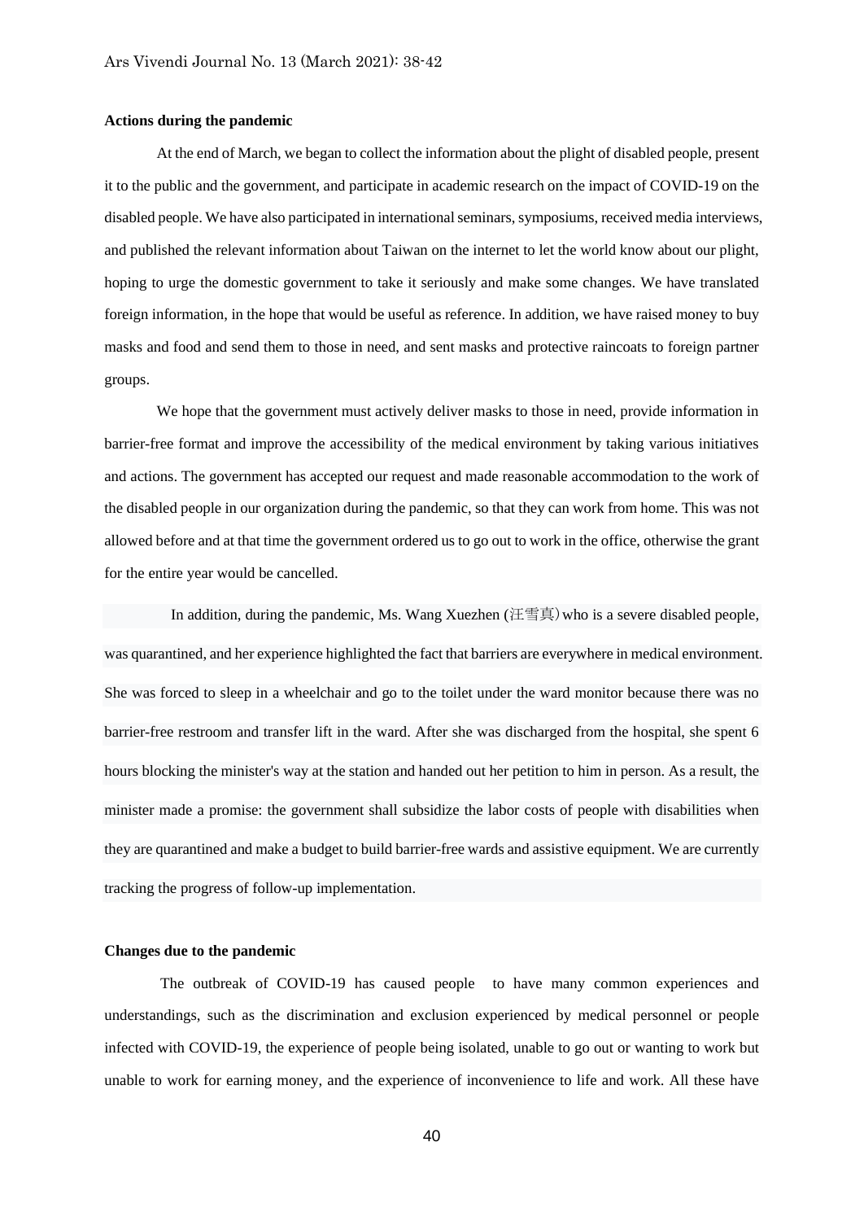**Actions during the pandemic**

At the end of March, we began to collect the information about the plight of disabled people, present it to the public and the government, and participate in academic research on the impact of COVID-19 on the disabled people. We have also participated in international seminars, symposiums, received media interviews, and published the relevant information about Taiwan on the internet to let the world know about our plight, hoping to urge the domestic government to take it seriously and make some changes. We have translated foreign information, in the hope that would be useful as reference. In addition, we have raised money to buy masks and food and send them to those in need, and sent masks and protective raincoats to foreign partner groups.

We hope that the government must actively deliver masks to those in need, provide information in barrier-free format and improve the accessibility of the medical environment by taking various initiatives and actions. The government has accepted our request and made reasonable accommodation to the work of the disabled people in our organization during the pandemic, so that they can work from home. This was not allowed before and at that time the government ordered us to go out to work in the office, otherwise the grant for the entire year would be cancelled.

In addition, during the pandemic, Ms. Wang Xuezhen (汪雪真) who is a severe disabled people, was quarantined, and her experience highlighted the fact that barriers are everywhere in medical environment. She was forced to sleep in a wheelchair and go to the toilet under the ward monitor because there was no barrier-free restroom and transfer lift in the ward. After she was discharged from the hospital, she spent 6 hours blocking the minister's way at the station and handed out her petition to him in person. As a result, the minister made a promise: the government shall subsidize the labor costs of people with disabilities when they are quarantined and make a budget to build barrier-free wards and assistive equipment. We are currently tracking the progress of follow-up implementation.

**Changes due to the pandemic**

The outbreak of COVID-19 has caused people to have many common experiences and understandings, such as the discrimination and exclusion experienced by medical personnel or people infected with COVID-19, the experience of people being isolated, unable to go out or wanting to work but unable to work for earning money, and the experience of inconvenience to life and work. All these have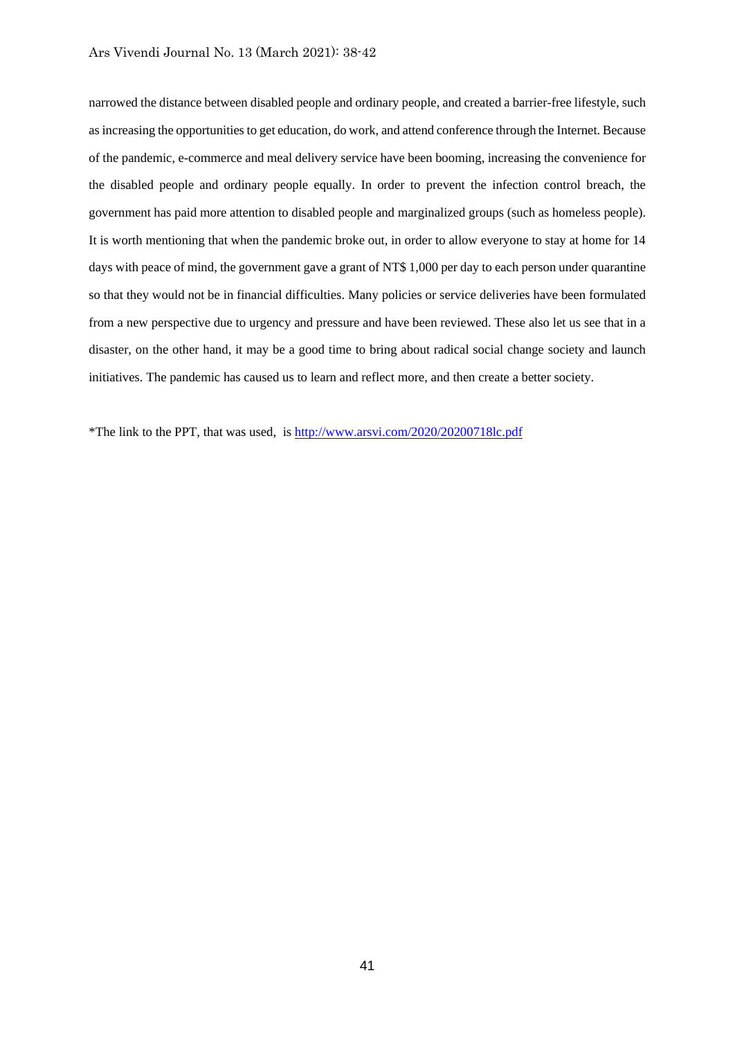narrowed the distance between disabled people and ordinary people, and created a barrier-free lifestyle, such as increasing the opportunities to get education, do work, and attend conference through the Internet. Because of the pandemic, e-commerce and meal delivery service have been booming, increasing the convenience for the disabled people and ordinary people equally. In order to prevent the infection control breach, the government has paid more attention to disabled people and marginalized groups (such as homeless people). It is worth mentioning that when the pandemic broke out, in order to allow everyone to stay at home for 14 days with peace of mind, the government gave a grant of NT$ 1,000 per day to each person under quarantine so that they would not be in financial difficulties. Many policies or service deliveries have been formulated from a new perspective due to urgency and pressure and have been reviewed. These also let us see that in a disaster, on the other hand, it may be a good time to bring about radical social change society and launch initiatives. The pandemic has caused us to learn and reflect more, and then create a better society.

*The link to the PPT, that was used, is [http://www.arsvi.com/2020/20200718lc.pdf](http://www.arsvi.com/2020/20200718lc.pdf)